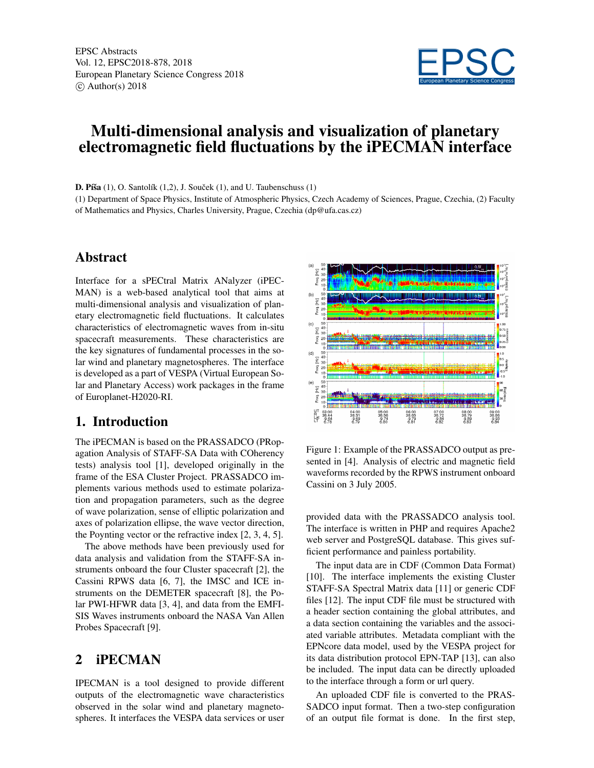# Multi-dimensional analysis and visualization of planetary electromagnetic field fluctuations by the iPECMAN interface

**D. Píša** (1), O. Santolík (1,2), J. Souček (1), and U. Taubenschuss (1)

(1) Department of Space Physics, Institute of Atmospheric Physics, Czech Academy of Sciences, Prague, Czechia, (2) Faculty of Mathematics and Physics, Charles University, Prague, Czechia (dp@ufa.cas.cz)

## Abstract

Interface for a sPECtral Matrix ANalyzer (iPECMAN) is a web-based analytical tool that aims at multi-dimensional analysis and visualization of planetary electromagnetic field fluctuations. It calculates characteristics of electromagnetic waves from in-situ spacecraft measurements. These characteristics are the key signatures of fundamental processes in the solar wind and planetary magnetospheres. The interface is developed as a part of VESPA (Virtual European Solar and Planetary Access) work packages in the frame of Europlanet-H2020-RI.

## 1. Introduction

The iPECMAN is based on the PRASSADCO (PRopagation Analysis of STAFF-SA Data with COherency tests) analysis tool [1], developed originally in the frame of the ESA Cluster Project. PRASSADCO implements various methods used to estimate polarization and propagation parameters, such as the degree of wave polarization, sense of elliptic polarization and axes of polarization ellipse, the wave vector direction, the Poynting vector or the refractive index [2, 3, 4, 5].

The above methods have been previously used for data analysis and validation from the STAFF-SA instruments onboard the four Cluster spacecraft [2], the Cassini RPWS data [6, 7], the IMSC and ICE instruments on the DEMETER spacecraft [8], the Polar PWI-HFWR data [3, 4], and data from the EMFISIS Waves instruments onboard the NASA Van Allen Probes Spacecraft [9].

## 2 iPECMAN

IPECMAN is a tool designed to provide different outputs of the electromagnetic wave characteristics observed in the solar wind and planetary magnetospheres. It interfaces the VESPA data services or user provided data with the PRASSADCO analysis tool. The interface is written in PHP and requires Apache2 web server and PostgreSQL database. This gives sufficient performance and painless portability.

Figure 1: Example of the PRASSADCO output as presented in [4]. Analysis of electric and magnetic field waveforms recorded by the RPWS instrument onboard Cassini on 3 July 2005.

The input data are in CDF (Common Data Format) [10]. The interface implements the existing Cluster STAFF-SA Spectral Matrix data [11] or generic CDF files [12]. The input CDF file must be structured with a header section containing the global attributes, and a data section containing the variables and the associated variable attributes. Metadata compliant with the EPNcore data model, used by the VESPA project for its data distribution protocol EPN-TAP [13], can also be included. The input data can be directly uploaded to the interface through a form or url query.

An uploaded CDF file is converted to the PRASSADCO input format. Then a two-step configuration of an output file format is done. In the first step,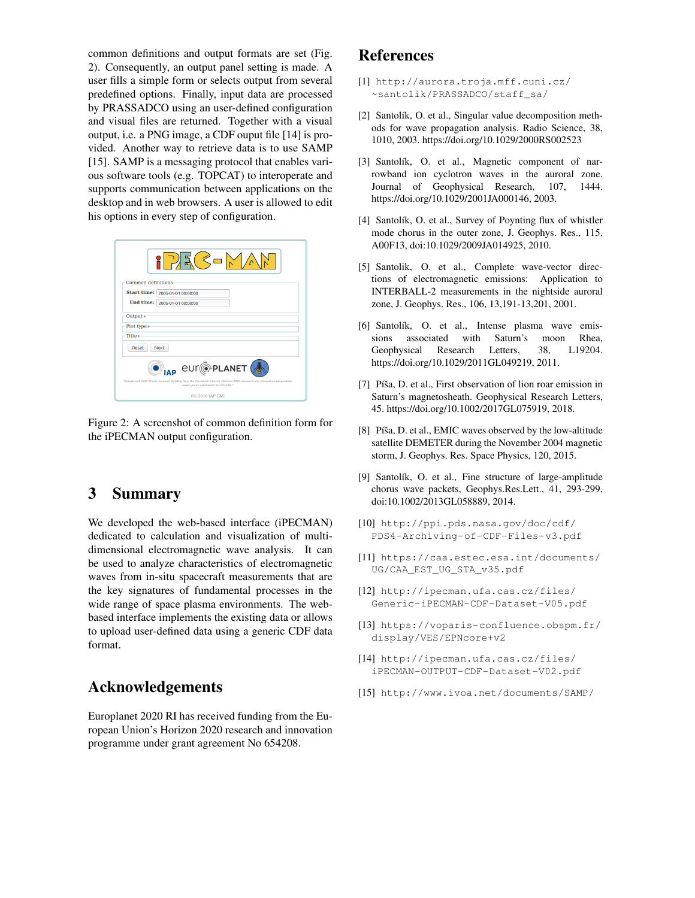common definitions and output formats are set (Fig. 2). Consequently, an output panel setting is made. A user fills a simple form or selects output from several predefined options. Finally, input data are processed by PRASSADCO using an user-defined configuration and visual files are returned. Together with a visual output, i.e. a PNG image, a CDF ouput file [14] is provided. Another way to retrieve data is to use SAMP [15]. SAMP is a messaging protocol that enables various software tools (e.g. TOPCAT) to interoperate and supports communication between applications on the desktop and in web browsers. A user is allowed to edit his options in every step of configuration.

Figure 2: A screenshot of common definition form for the iPECMAN output configuration.

## 3 Summary

We developed the web-based interface (iPECMAN) dedicated to calculation and visualization of multi-dimensional electromagnetic wave analysis. It can be used to analyze characteristics of electromagnetic waves from in-situ spacecraft measurements that are the key signatures of fundamental processes in the wide range of space plasma environments. The web-based interface implements the existing data or allows to upload user-defined data using a generic CDF data format.

## Acknowledgements

Europlanet 2020 RI has received funding from the European Union's Horizon 2020 research and innovation programme under grant agreement No 654208.

## References

[1] http://aurora.troja.mff.cuni.cz/~santolik/PRASSADCO/staff_sa/

[2] Santolík, O. et al., Singular value decomposition methods for wave propagation analysis. Radio Science, 38, 1010, 2003. https://doi.org/10.1029/2000RS002523

[3] Santolík, O. et al., Magnetic component of narrowband ion cyclotron waves in the auroral zone. Journal of Geophysical Research, 107, 1444. https://doi.org/10.1029/2001JA000146, 2003.

[4] Santolík, O. et al., Survey of Poynting flux of whistler mode chorus in the outer zone, J. Geophys. Res., 115, A00F13, doi:10.1029/2009JA014925, 2010.

[5] Santolik, O. et al., Complete wave-vector directions of electromagnetic emissions: Application to INTERBALL-2 measurements in the nightside auroral zone, J. Geophys. Res., 106, 13,191-13,201, 2001.

[6] Santolík, O. et al., Intense plasma wave emissions associated with Saturn's moon Rhea, Geophysical Research Letters, 38, L19204. https://doi.org/10.1029/2011GL049219, 2011.

[7] Píša, D. et al., First observation of lion roar emission in Saturn's magnetosheath. Geophysical Research Letters, 45. https://doi.org/10.1002/2017GL075919, 2018.

[8] Píša, D. et al., EMIC waves observed by the low-altitude satellite DEMETER during the November 2004 magnetic storm, J. Geophys. Res. Space Physics, 120, 2015.

[9] Santolík, O. et al., Fine structure of large-amplitude chorus wave packets, Geophys.Res.Lett., 41, 293-299, doi:10.1002/2013GL058889, 2014.

[10] http://ppi.pds.nasa.gov/doc/cdf/PDS4-Archiving-of-CDF-Files-v3.pdf

[11] https://caa.estec.esa.int/documents/UG/CAA_EST_UG_STA_v35.pdf

[12] http://ipecman.ufa.cas.cz/files/Generic-iPECMAN-CDF-Dataset-V05.pdf

[13] https://voparis-confluence.obspm.fr/display/VES/EPNcore+v2

[14] http://ipecman.ufa.cas.cz/files/iPECMAN-OUTPUT-CDF-Dataset-V02.pdf

[15] http://www.ivoa.net/documents/SAMP/